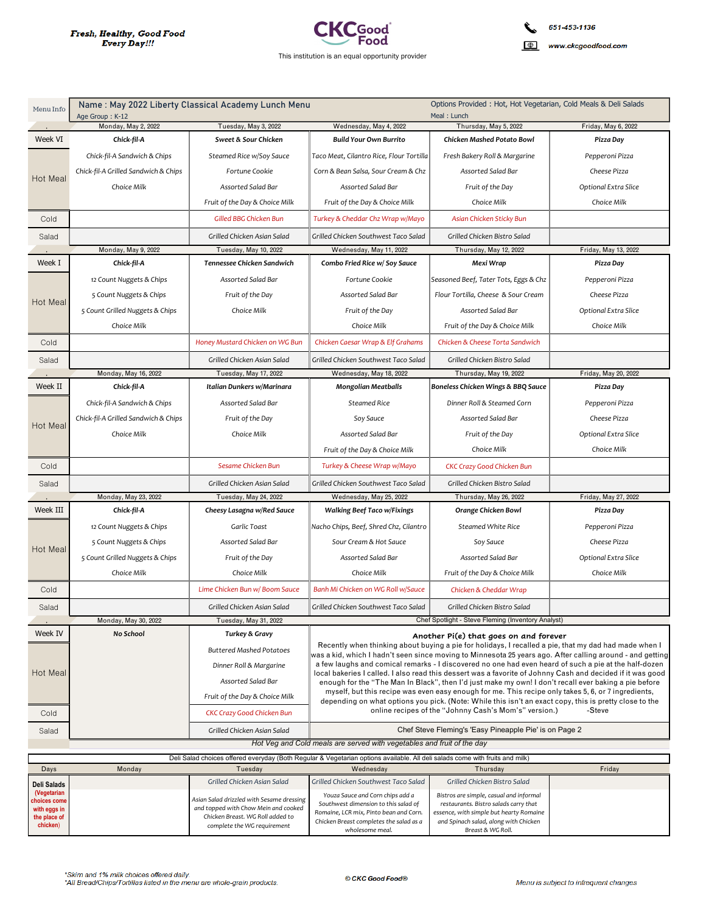*Fresh, Healthy, Good Food Every Day!!!*

**CKC Good Food**

This institution is an equal opportunity provider

651-453-1136

www.ckcgoodfood.com

| Menu Info | Name : May 2022 Liberty Classical Academy Lunch Menu<br>Age Group : K-12 | | Options Provided : Hot, Hot Vegetarian, Cold Meals & Deli Salads<br>Meal : Lunch | | |
|---|---|---|---|---|---|
| . | Monday, May 2, 2022 | Tuesday, May 3, 2022 | Wednesday, May 4, 2022 | Thursday, May 5, 2022 | Friday, May 6, 2022 |
| Week VI | **Chick-fil-A** | **Sweet & Sour Chicken** | **Build Your Own Burrito** | **Chicken Mashed Potato Bowl** | **Pizza Day** |
| Hot Meal | Chick-fil-A Sandwich & Chips<br>Chick-fil-A Grilled Sandwich & Chips<br>Choice Milk | Steamed Rice w/Soy Sauce<br>Fortune Cookie<br>Assorted Salad Bar<br>Fruit of the Day & Choice Milk | Taco Meat, Cilantro Rice, Flour Tortilla<br>Corn & Bean Salsa, Sour Cream & Chz<br>Assorted Salad Bar<br>Fruit of the Day & Choice Milk | Fresh Bakery Roll & Margarine<br>Assorted Salad Bar<br>Fruit of the Day<br>Choice Milk | Pepperoni Pizza<br>Cheese Pizza<br>Optional Extra Slice<br>Choice Milk |
| Cold | | Gilled BBG Chicken Bun | Turkey & Cheddar Chz Wrap w/Mayo | Asian Chicken Sticky Bun | |
| Salad | | Grilled Chicken Asian Salad | Grilled Chicken Southwest Taco Salad | Grilled Chicken Bistro Salad | |
| . | Monday, May 9, 2022 | Tuesday, May 10, 2022 | Wednesday, May 11, 2022 | Thursday, May 12, 2022 | Friday, May 13, 2022 |
| Week I | **Chick-fil-A** | **Tennessee Chicken Sandwich** | **Combo Fried Rice w/ Soy Sauce** | **Mexi Wrap** | **Pizza Day** |
| Hot Meal | 12 Count Nuggets & Chips<br>5 Count Nuggets & Chips<br>5 Count Grilled Nuggets & Chips<br>Choice Milk | Assorted Salad Bar<br>Fruit of the Day<br>Choice Milk | Fortune Cookie<br>Assorted Salad Bar<br>Fruit of the Day<br>Choice Milk | Seasoned Beef, Tater Tots, Eggs & Chz<br>Flour Tortilla, Cheese & Sour Cream<br>Assorted Salad Bar<br>Fruit of the Day & Choice Milk | Pepperoni Pizza<br>Cheese Pizza<br>Optional Extra Slice<br>Choice Milk |
| Cold | | Honey Mustard Chicken on WG Bun | Chicken Caesar Wrap & Elf Grahams | Chicken & Cheese Torta Sandwich | |
| Salad | | Grilled Chicken Asian Salad | Grilled Chicken Southwest Taco Salad | Grilled Chicken Bistro Salad | |
| . | Monday, May 16, 2022 | Tuesday, May 17, 2022 | Wednesday, May 18, 2022 | Thursday, May 19, 2022 | Friday, May 20, 2022 |
| Week II | **Chick-fil-A** | **Italian Dunkers w/Marinara** | **Mongolian Meatballs** | **Boneless Chicken Wings & BBQ Sauce** | **Pizza Day** |
| Hot Meal | Chick-fil-A Sandwich & Chips<br>Chick-fil-A Grilled Sandwich & Chips<br>Choice Milk | Assorted Salad Bar<br>Fruit of the Day<br>Choice Milk | Steamed Rice<br>Soy Sauce<br>Assorted Salad Bar<br>Fruit of the Day & Choice Milk | Dinner Roll & Steamed Corn<br>Assorted Salad Bar<br>Fruit of the Day<br>Choice Milk | Pepperoni Pizza<br>Cheese Pizza<br>Optional Extra Slice<br>Choice Milk |
| Cold | | Sesame Chicken Bun | Turkey & Cheese Wrap w/Mayo | CKC Crazy Good Chicken Bun | |
| Salad | | Grilled Chicken Asian Salad | Grilled Chicken Southwest Taco Salad | Grilled Chicken Bistro Salad | |
| . | Monday, May 23, 2022 | Tuesday, May 24, 2022 | Wednesday, May 25, 2022 | Thursday, May 26, 2022 | Friday, May 27, 2022 |
| Week III | **Chick-fil-A** | **Cheesy Lasagna w/Red Sauce** | **Walking Beef Taco w/Fixings** | **Orange Chicken Bowl** | **Pizza Day** |
| Hot Meal | 12 Count Nuggets & Chips<br>5 Count Nuggets & Chips<br>5 Count Grilled Nuggets & Chips<br>Choice Milk | Garlic Toast<br>Assorted Salad Bar<br>Fruit of the Day<br>Choice Milk | Nacho Chips, Beef, Shred Chz, Cilantro<br>Sour Cream & Hot Sauce<br>Assorted Salad Bar<br>Choice Milk | Steamed White Rice<br>Soy Sauce<br>Assorted Salad Bar<br>Fruit of the Day & Choice Milk | Pepperoni Pizza<br>Cheese Pizza<br>Optional Extra Slice<br>Choice Milk |
| Cold | | Lime Chicken Bun w/ Boom Sauce | Banh Mi Chicken on WG Roll w/Sauce | Chicken & Cheddar Wrap | |
| Salad | | Grilled Chicken Asian Salad | Grilled Chicken Southwest Taco Salad | Grilled Chicken Bistro Salad | |
| . | Monday, May 30, 2022 | Tuesday, May 31, 2022 | Chef Spotlight - Steve Fleming (Inventory Analyst) | | |
| Week IV | **No School** | **Turkey & Gravy** | | | |
| Hot Meal | | Buttered Mashed Potatoes<br>Dinner Roll & Margarine<br>Assorted Salad Bar<br>Fruit of the Day & Choice Milk | | | |
| Cold | | CKC Crazy Good Chicken Bun | | | |
| Salad | | Grilled Chicken Asian Salad | Chef Steve Fleming's 'Easy Pineapple Pie' is on Page 2 | | |

**Another Pi(e) that goes on and forever**

Recently when thinking about buying a pie for holidays, I recalled a pie, that my dad had made when I was a kid, which I hadn't seen since moving to Minnesota 25 years ago. After calling around - and getting a few laughs and comical remarks - I discovered no one had even heard of such a pie at the half-dozen local bakeries I called. I also read this dessert was a favorite of Johnny Cash and decided if it was good enough for the "The Man In Black", then I'd just make my own! I don't recall ever baking a pie before myself, but this recipe was even easy enough for me. This recipe only takes 5, 6, or 7 ingredients, depending on what options you pick. (Note: While this isn't an exact copy, this is pretty close to the online recipes of the "Johnny Cash's Mom's" version.) -Steve

Hot Veg and Cold meals are served with vegetables and fruit of the day

| Deli Salad choices offered everyday (Both Regular & Vegetarian options available. All deli salads come with fruits and milk) | | | | | |
|---|---|---|---|---|---|
| Days | Monday | Tuesday | Wednesday | Thursday | Friday |
| **Deli Salads** (Vegetarian choices come with eggs in the place of chicken) | | Grilled Chicken Asian Salad<br><br>Asian Salad drizzled with Sesame dressing and topped with Chow Mein and cooked Chicken Breast. WG Roll added to complete the WG requirement | Grilled Chicken Southwest Taco Salad<br><br>Youza Sauce and Corn chips add a Southwest dimension to this salad of Romaine, LCR mix, Pinto bean and Corn. Chicken Breast completes the salad as a wholesome meal. | Grilled Chicken Bistro Salad<br><br>Bistros are simple, casual and informal restaurants. Bistro salads carry that essence, with simple but hearty Romaine and Spinach salad, along with Chicken Breast & WG Roll. | |

*Skim and 1% milk choices offered daily.
*All Bread/Chips/Tortillas listed in the menu are whole-grain products.

© CKC Good Food®

Menu is subject to infrequent changes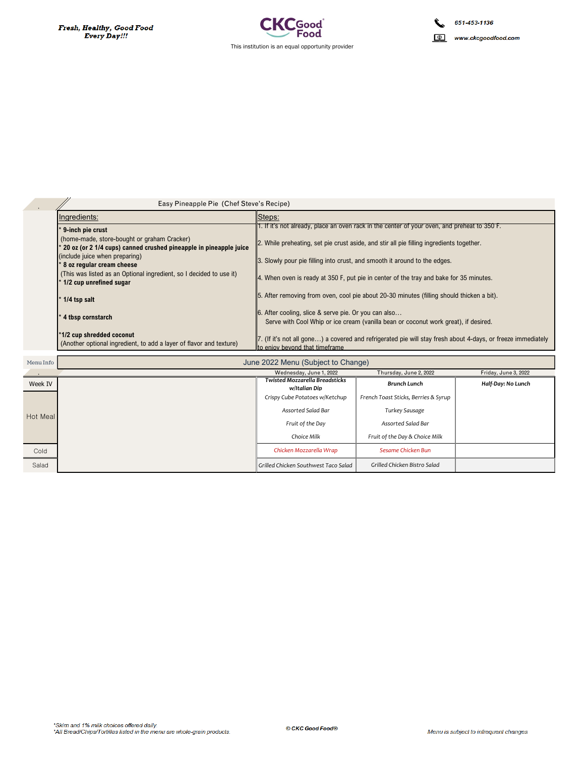*Fresh, Healthy, Good Food Every Day!!!*

CKC Good Food

This institution is an equal opportunity provider

651-453-1136

www.ckcgoodfood.com

## Easy Pineapple Pie (Chef Steve's Recipe)

| Ingredients: | Steps: |
|---|---|
| * **9-inch pie crust** (home-made, store-bought or graham Cracker) | 1. If it's not already, place an oven rack in the center of your oven, and preheat to 350 F. |
| * **20 oz (or 2 1/4 cups) canned crushed pineapple in pineapple juice** (include juice when preparing) | 2. While preheating, set pie crust aside, and stir all pie filling ingredients together. |
| * **8 oz regular cream cheese** (This was listed as an Optional ingredient, so I decided to use it) | 3. Slowly pour pie filling into crust, and smooth it around to the edges. |
| * **1/2 cup unrefined sugar** | 4. When oven is ready at 350 F, put pie in center of the tray and bake for 35 minutes. |
| * **1/4 tsp salt** | 5. After removing from oven, cool pie about 20-30 minutes (filling should thicken a bit). |
| * **4 tbsp cornstarch** | 6. After cooling, slice & serve pie. Or you can also… Serve with Cool Whip or ice cream (vanilla bean or coconut work great), if desired. |
| ***1/2 cup shredded coconut** (Another optional ingredient, to add a layer of flavor and texture) | 7. (If it's not all gone…) a covered and refrigerated pie will stay fresh about 4-days, or freeze immediately to enjoy beyond that timeframe |

## June 2022 Menu (Subject to Change)

| Menu Info | | Wednesday, June 1, 2022 | Thursday, June 2, 2022 | Friday, June 3, 2022 |
|---|---|---|---|---|
| Week IV | | ***Twisted Mozzarella Breadsticks w/Italian Dip*** | ***Brunch Lunch*** | ***Half-Day: No Lunch*** |
| Hot Meal | | *Crispy Cube Potatoes w/Ketchup* | *French Toast Sticks, Berries & Syrup* | |
| | | *Assorted Salad Bar* | *Turkey Sausage* | |
| | | *Fruit of the Day* | *Assorted Salad Bar* | |
| | | *Choice Milk* | *Fruit of the Day & Choice Milk* | |
| Cold | | *Chicken Mozzarella Wrap* | *Sesame Chicken Bun* | |
| Salad | | *Grilled Chicken Southwest Taco Salad* | *Grilled Chicken Bistro Salad* | |

*\*Skim and 1% milk choices offered daily.*
*\*All Bread/Chips/Tortillas listed in the menu are whole-grain products.*

*© CKC Good Food®*

*Menu is subject to infrequent changes*